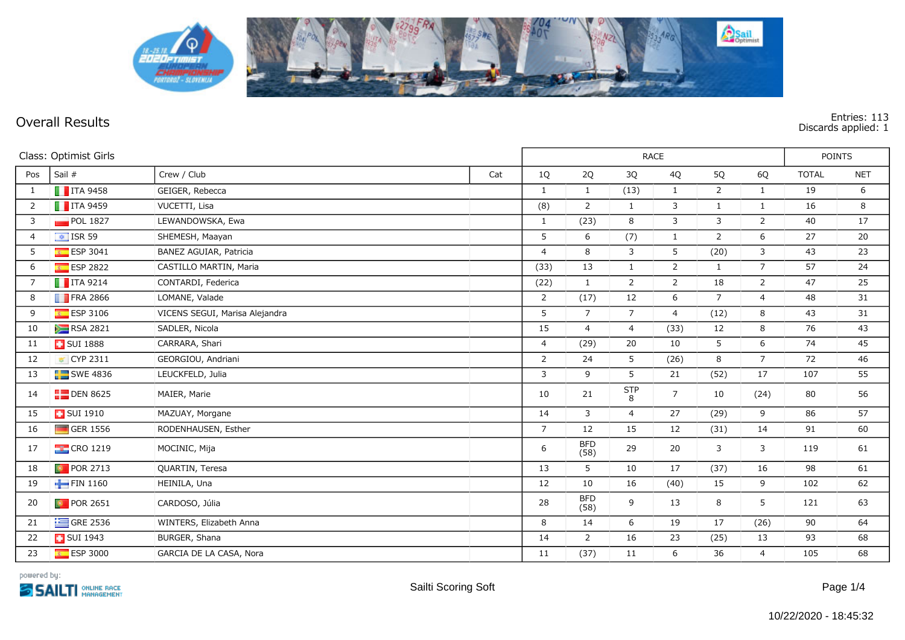# Overall Results

Entries: 113
Discards applied: 1

| Class: Optimist Girls | | | | RACE | | | | | | POINTS | |
|---|---|---|---|---|---|---|---|---|---|---|---|
| Pos | Sail # | Crew / Club | Cat | 1Q | 2Q | 3Q | 4Q | 5Q | 6Q | TOTAL | NET |
| 1 | ITA 9458 | GEIGER, Rebecca | | 1 | 1 | (13) | 1 | 2 | 1 | 19 | 6 |
| 2 | ITA 9459 | VUCETTI, Lisa | | (8) | 2 | 1 | 3 | 1 | 1 | 16 | 8 |
| 3 | POL 1827 | LEWANDOWSKA, Ewa | | 1 | (23) | 8 | 3 | 3 | 2 | 40 | 17 |
| 4 | ISR 59 | SHEMESH, Maayan | | 5 | 6 | (7) | 1 | 2 | 6 | 27 | 20 |
| 5 | ESP 3041 | BANEZ AGUIAR, Patricia | | 4 | 8 | 3 | 5 | (20) | 3 | 43 | 23 |
| 6 | ESP 2822 | CASTILLO MARTIN, Maria | | (33) | 13 | 1 | 2 | 1 | 7 | 57 | 24 |
| 7 | ITA 9214 | CONTARDI, Federica | | (22) | 1 | 2 | 2 | 18 | 2 | 47 | 25 |
| 8 | FRA 2866 | LOMANE, Valade | | 2 | (17) | 12 | 6 | 7 | 4 | 48 | 31 |
| 9 | ESP 3106 | VICENS SEGUI, Marisa Alejandra | | 5 | 7 | 7 | 4 | (12) | 8 | 43 | 31 |
| 10 | RSA 2821 | SADLER, Nicola | | 15 | 4 | 4 | (33) | 12 | 8 | 76 | 43 |
| 11 | SUI 1888 | CARRARA, Shari | | 4 | (29) | 20 | 10 | 5 | 6 | 74 | 45 |
| 12 | CYP 2311 | GEORGIOU, Andriani | | 2 | 24 | 5 | (26) | 8 | 7 | 72 | 46 |
| 13 | SWE 4836 | LEUCKFELD, Julia | | 3 | 9 | 5 | 21 | (52) | 17 | 107 | 55 |
| 14 | DEN 8625 | MAIER, Marie | | 10 | 21 | STP 8 | 7 | 10 | (24) | 80 | 56 |
| 15 | SUI 1910 | MAZUAY, Morgane | | 14 | 3 | 4 | 27 | (29) | 9 | 86 | 57 |
| 16 | GER 1556 | RODENHAUSEN, Esther | | 7 | 12 | 15 | 12 | (31) | 14 | 91 | 60 |
| 17 | CRO 1219 | MOCINIC, Mija | | 6 | BFD (58) | 29 | 20 | 3 | 3 | 119 | 61 |
| 18 | POR 2713 | QUARTIN, Teresa | | 13 | 5 | 10 | 17 | (37) | 16 | 98 | 61 |
| 19 | FIN 1160 | HEINILA, Una | | 12 | 10 | 16 | (40) | 15 | 9 | 102 | 62 |
| 20 | POR 2651 | CARDOSO, Júlia | | 28 | BFD (58) | 9 | 13 | 8 | 5 | 121 | 63 |
| 21 | GRE 2536 | WINTERS, Elizabeth Anna | | 8 | 14 | 6 | 19 | 17 | (26) | 90 | 64 |
| 22 | SUI 1943 | BURGER, Shana | | 14 | 2 | 16 | 23 | (25) | 13 | 93 | 68 |
| 23 | ESP 3000 | GARCIA DE LA CASA, Nora | | 11 | (37) | 11 | 6 | 36 | 4 | 105 | 68 |

powered by: SAILTI ONLINE RACE MANAGEMENT

Sailti Scoring Soft

10/22/2020 - 18:45:32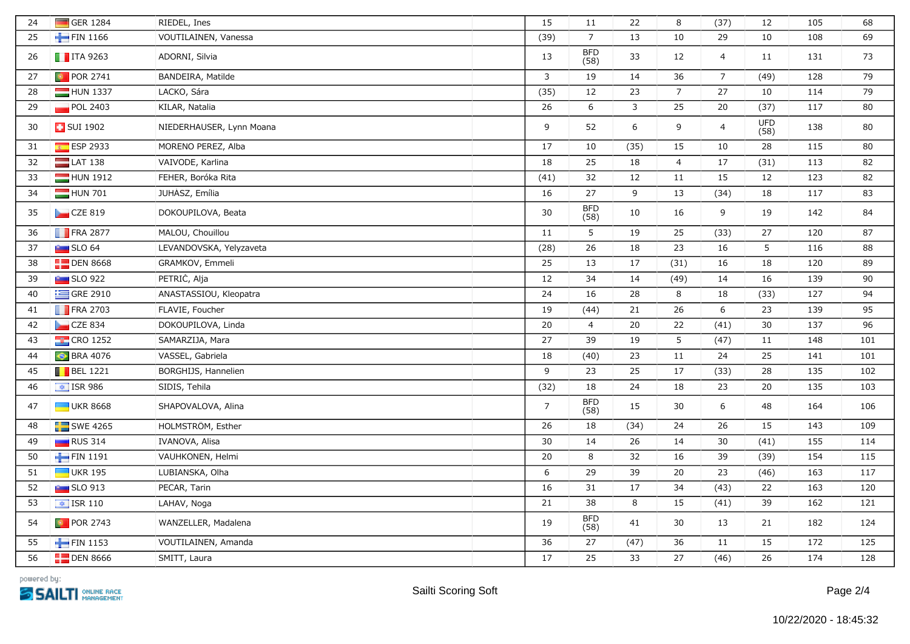| 24 | GER 1284 | RIEDEL, Ines | | 15 | 11 | 22 | 8 | (37) | 12 | 105 | 68 |
|---|---|---|---|---|---|---|---|---|---|---|---|
| 25 | FIN 1166 | VOUTILAINEN, Vanessa | | (39) | 7 | 13 | 10 | 29 | 10 | 108 | 69 |
| 26 | ITA 9263 | ADORNI, Silvia | | 13 | BFD (58) | 33 | 12 | 4 | 11 | 131 | 73 |
| 27 | POR 2741 | BANDEIRA, Matilde | | 3 | 19 | 14 | 36 | 7 | (49) | 128 | 79 |
| 28 | HUN 1337 | LACKO, Sára | | (35) | 12 | 23 | 7 | 27 | 10 | 114 | 79 |
| 29 | POL 2403 | KILAR, Natalia | | 26 | 6 | 3 | 25 | 20 | (37) | 117 | 80 |
| 30 | SUI 1902 | NIEDERHAUSER, Lynn Moana | | 9 | 52 | 6 | 9 | 4 | UFD (58) | 138 | 80 |
| 31 | ESP 2933 | MORENO PEREZ, Alba | | 17 | 10 | (35) | 15 | 10 | 28 | 115 | 80 |
| 32 | LAT 138 | VAIVODE, Karlina | | 18 | 25 | 18 | 4 | 17 | (31) | 113 | 82 |
| 33 | HUN 1912 | FEHER, Boróka Rita | | (41) | 32 | 12 | 11 | 15 | 12 | 123 | 82 |
| 34 | HUN 701 | JUHÁSZ, Emília | | 16 | 27 | 9 | 13 | (34) | 18 | 117 | 83 |
| 35 | CZE 819 | DOKOUPILOVA, Beata | | 30 | BFD (58) | 10 | 16 | 9 | 19 | 142 | 84 |
| 36 | FRA 2877 | MALOU, Chouillou | | 11 | 5 | 19 | 25 | (33) | 27 | 120 | 87 |
| 37 | SLO 64 | LEVANDOVSKA, Yelyzaveta | | (28) | 26 | 18 | 23 | 16 | 5 | 116 | 88 |
| 38 | DEN 8668 | GRAMKOV, Emmeli | | 25 | 13 | 17 | (31) | 16 | 18 | 120 | 89 |
| 39 | SLO 922 | PETRIČ, Alja | | 12 | 34 | 14 | (49) | 14 | 16 | 139 | 90 |
| 40 | GRE 2910 | ANASTASSIOU, Kleopatra | | 24 | 16 | 28 | 8 | 18 | (33) | 127 | 94 |
| 41 | FRA 2703 | FLAVIE, Foucher | | 19 | (44) | 21 | 26 | 6 | 23 | 139 | 95 |
| 42 | CZE 834 | DOKOUPILOVA, Linda | | 20 | 4 | 20 | 22 | (41) | 30 | 137 | 96 |
| 43 | CRO 1252 | SAMARZIJA, Mara | | 27 | 39 | 19 | 5 | (47) | 11 | 148 | 101 |
| 44 | BRA 4076 | VASSEL, Gabriela | | 18 | (40) | 23 | 11 | 24 | 25 | 141 | 101 |
| 45 | BEL 1221 | BORGHIJS, Hannelien | | 9 | 23 | 25 | 17 | (33) | 28 | 135 | 102 |
| 46 | ISR 986 | SIDIS, Tehila | | (32) | 18 | 24 | 18 | 23 | 20 | 135 | 103 |
| 47 | UKR 8668 | SHAPOVALOVA, Alina | | 7 | BFD (58) | 15 | 30 | 6 | 48 | 164 | 106 |
| 48 | SWE 4265 | HOLMSTRÖM, Esther | | 26 | 18 | (34) | 24 | 26 | 15 | 143 | 109 |
| 49 | RUS 314 | IVANOVA, Alisa | | 30 | 14 | 26 | 14 | 30 | (41) | 155 | 114 |
| 50 | FIN 1191 | VAUHKONEN, Helmi | | 20 | 8 | 32 | 16 | 39 | (39) | 154 | 115 |
| 51 | UKR 195 | LUBIANSKA, Olha | | 6 | 29 | 39 | 20 | 23 | (46) | 163 | 117 |
| 52 | SLO 913 | PECAR, Tarin | | 16 | 31 | 17 | 34 | (43) | 22 | 163 | 120 |
| 53 | ISR 110 | LAHAV, Noga | | 21 | 38 | 8 | 15 | (41) | 39 | 162 | 121 |
| 54 | POR 2743 | WANZELLER, Madalena | | 19 | BFD (58) | 41 | 30 | 13 | 21 | 182 | 124 |
| 55 | FIN 1153 | VOUTILAINEN, Amanda | | 36 | 27 | (47) | 36 | 11 | 15 | 172 | 125 |
| 56 | DEN 8666 | SMITT, Laura | | 17 | 25 | 33 | 27 | (46) | 26 | 174 | 128 |

powered by: SAILTI ONLINE RACE MANAGEMENT

Sailti Scoring Soft

10/22/2020 - 18:45:32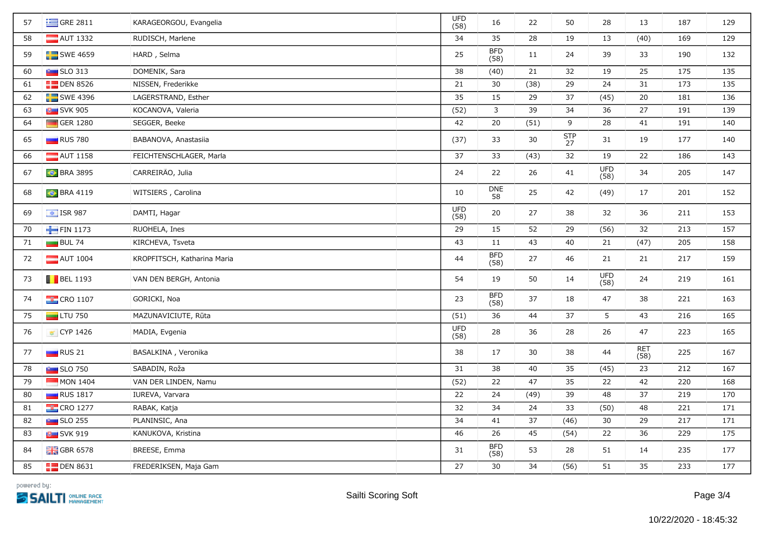| 57 | GRE 2811 | KARAGEORGOU, Evangelia | | UFD (58) | 16 | 22 | 50 | 28 | 13 | 187 | 129 |
|---|---|---|---|---|---|---|---|---|---|---|---|
| 58 | AUT 1332 | RUDISCH, Marlene | | 34 | 35 | 28 | 19 | 13 | (40) | 169 | 129 |
| 59 | SWE 4659 | HARD , Selma | | 25 | BFD (58) | 11 | 24 | 39 | 33 | 190 | 132 |
| 60 | SLO 313 | DOMENIK, Sara | | 38 | (40) | 21 | 32 | 19 | 25 | 175 | 135 |
| 61 | DEN 8526 | NISSEN, Frederikke | | 21 | 30 | (38) | 29 | 24 | 31 | 173 | 135 |
| 62 | SWE 4396 | LAGERSTRAND, Esther | | 35 | 15 | 29 | 37 | (45) | 20 | 181 | 136 |
| 63 | SVK 905 | KOCANOVA, Valeria | | (52) | 3 | 39 | 34 | 36 | 27 | 191 | 139 |
| 64 | GER 1280 | SEGGER, Beeke | | 42 | 20 | (51) | 9 | 28 | 41 | 191 | 140 |
| 65 | RUS 780 | BABANOVA, Anastasiia | | (37) | 33 | 30 | STP 27 | 31 | 19 | 177 | 140 |
| 66 | AUT 1158 | FEICHTENSCHLAGER, Marla | | 37 | 33 | (43) | 32 | 19 | 22 | 186 | 143 |
| 67 | BRA 3895 | CARREIRÃO, Julia | | 24 | 22 | 26 | 41 | UFD (58) | 34 | 205 | 147 |
| 68 | BRA 4119 | WITSIERS , Carolina | | 10 | DNE 58 | 25 | 42 | (49) | 17 | 201 | 152 |
| 69 | ISR 987 | DAMTI, Hagar | | UFD (58) | 20 | 27 | 38 | 32 | 36 | 211 | 153 |
| 70 | FIN 1173 | RUOHELA, Ines | | 29 | 15 | 52 | 29 | (56) | 32 | 213 | 157 |
| 71 | BUL 74 | KIRCHEVA, Tsveta | | 43 | 11 | 43 | 40 | 21 | (47) | 205 | 158 |
| 72 | AUT 1004 | KROPFITSCH, Katharina Maria | | 44 | BFD (58) | 27 | 46 | 21 | 21 | 217 | 159 |
| 73 | BEL 1193 | VAN DEN BERGH, Antonia | | 54 | 19 | 50 | 14 | UFD (58) | 24 | 219 | 161 |
| 74 | CRO 1107 | GORICKI, Noa | | 23 | BFD (58) | 37 | 18 | 47 | 38 | 221 | 163 |
| 75 | LTU 750 | MAZUNAVICIUTE, Rūta | | (51) | 36 | 44 | 37 | 5 | 43 | 216 | 165 |
| 76 | CYP 1426 | MADIA, Evgenia | | UFD (58) | 28 | 36 | 28 | 26 | 47 | 223 | 165 |
| 77 | RUS 21 | BASALKINA , Veronika | | 38 | 17 | 30 | 38 | 44 | RET (58) | 225 | 167 |
| 78 | SLO 750 | SABADIN, Roža | | 31 | 38 | 40 | 35 | (45) | 23 | 212 | 167 |
| 79 | MON 1404 | VAN DER LINDEN, Namu | | (52) | 22 | 47 | 35 | 22 | 42 | 220 | 168 |
| 80 | RUS 1817 | IUREVA, Varvara | | 22 | 24 | (49) | 39 | 48 | 37 | 219 | 170 |
| 81 | CRO 1277 | RABAK, Katja | | 32 | 34 | 24 | 33 | (50) | 48 | 221 | 171 |
| 82 | SLO 255 | PLANINSIC, Ana | | 34 | 41 | 37 | (46) | 30 | 29 | 217 | 171 |
| 83 | SVK 919 | KANUKOVA, Kristina | | 46 | 26 | 45 | (54) | 22 | 36 | 229 | 175 |
| 84 | GBR 6578 | BREESE, Emma | | 31 | BFD (58) | 53 | 28 | 51 | 14 | 235 | 177 |
| 85 | DEN 8631 | FREDERIKSEN, Maja Gam | | 27 | 30 | 34 | (56) | 51 | 35 | 233 | 177 |

powered by: SAILTI ONLINE RACE MANAGEMENT

Sailti Scoring Soft

10/22/2020 - 18:45:32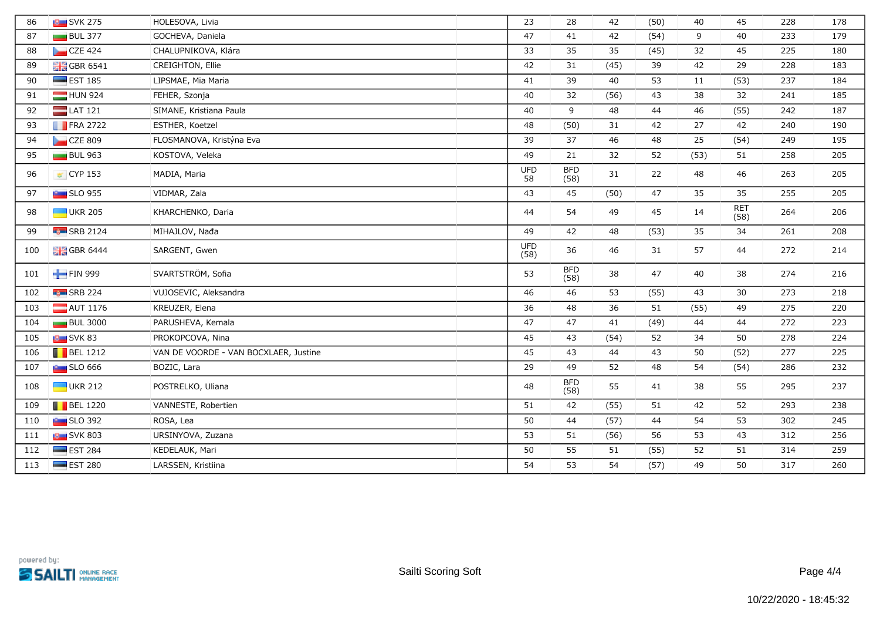| | | | | | | | | | | | | |
|---|---|---|---|---|---|---|---|---|---|---|---|---|
| 86 | SVK 275 | HOLESOVA, Livia | | 23 | 28 | 42 | (50) | 40 | 45 | 228 | 178 |
| 87 | BUL 377 | GOCHEVA, Daniela | | 47 | 41 | 42 | (54) | 9 | 40 | 233 | 179 |
| 88 | CZE 424 | CHALUPNIKOVA, Klára | | 33 | 35 | 35 | (45) | 32 | 45 | 225 | 180 |
| 89 | GBR 6541 | CREIGHTON, Ellie | | 42 | 31 | (45) | 39 | 42 | 29 | 228 | 183 |
| 90 | EST 185 | LIPSMAE, Mia Maria | | 41 | 39 | 40 | 53 | 11 | (53) | 237 | 184 |
| 91 | HUN 924 | FEHER, Szonja | | 40 | 32 | (56) | 43 | 38 | 32 | 241 | 185 |
| 92 | LAT 121 | SIMANE, Kristiana Paula | | 40 | 9 | 48 | 44 | 46 | (55) | 242 | 187 |
| 93 | FRA 2722 | ESTHER, Koetzel | | 48 | (50) | 31 | 42 | 27 | 42 | 240 | 190 |
| 94 | CZE 809 | FLOSMANOVA, Kristýna Eva | | 39 | 37 | 46 | 48 | 25 | (54) | 249 | 195 |
| 95 | BUL 963 | KOSTOVA, Veleka | | 49 | 21 | 32 | 52 | (53) | 51 | 258 | 205 |
| 96 | CYP 153 | MADIA, Maria | | UFD 58 | BFD (58) | 31 | 22 | 48 | 46 | 263 | 205 |
| 97 | SLO 955 | VIDMAR, Zala | | 43 | 45 | (50) | 47 | 35 | 35 | 255 | 205 |
| 98 | UKR 205 | KHARCHENKO, Daria | | 44 | 54 | 49 | 45 | 14 | RET (58) | 264 | 206 |
| 99 | SRB 2124 | MIHAJLOV, Nađa | | 49 | 42 | 48 | (53) | 35 | 34 | 261 | 208 |
| 100 | GBR 6444 | SARGENT, Gwen | | UFD (58) | 36 | 46 | 31 | 57 | 44 | 272 | 214 |
| 101 | FIN 999 | SVARTSTRÖM, Sofia | | 53 | BFD (58) | 38 | 47 | 40 | 38 | 274 | 216 |
| 102 | SRB 224 | VUJOSEVIC, Aleksandra | | 46 | 46 | 53 | (55) | 43 | 30 | 273 | 218 |
| 103 | AUT 1176 | KREUZER, Elena | | 36 | 48 | 36 | 51 | (55) | 49 | 275 | 220 |
| 104 | BUL 3000 | PARUSHEVA, Kemala | | 47 | 47 | 41 | (49) | 44 | 44 | 272 | 223 |
| 105 | SVK 83 | PROKOPCOVA, Nina | | 45 | 43 | (54) | 52 | 34 | 50 | 278 | 224 |
| 106 | BEL 1212 | VAN DE VOORDE - VAN BOCXLAER, Justine | | 45 | 43 | 44 | 43 | 50 | (52) | 277 | 225 |
| 107 | SLO 666 | BOZIC, Lara | | 29 | 49 | 52 | 48 | 54 | (54) | 286 | 232 |
| 108 | UKR 212 | POSTRELKO, Uliana | | 48 | BFD (58) | 55 | 41 | 38 | 55 | 295 | 237 |
| 109 | BEL 1220 | VANNESTE, Robertien | | 51 | 42 | (55) | 51 | 42 | 52 | 293 | 238 |
| 110 | SLO 392 | ROSA, Lea | | 50 | 44 | (57) | 44 | 54 | 53 | 302 | 245 |
| 111 | SVK 803 | URSINYOVA, Zuzana | | 53 | 51 | (56) | 56 | 53 | 43 | 312 | 256 |
| 112 | EST 284 | KEDELAUK, Mari | | 50 | 55 | 51 | (55) | 52 | 51 | 314 | 259 |
| 113 | EST 280 | LARSSEN, Kristiina | | 54 | 53 | 54 | (57) | 49 | 50 | 317 | 260 |

powered by: SAILTI ONLINE RACE MANAGEMENT

Sailti Scoring Soft

10/22/2020 - 18:45:32